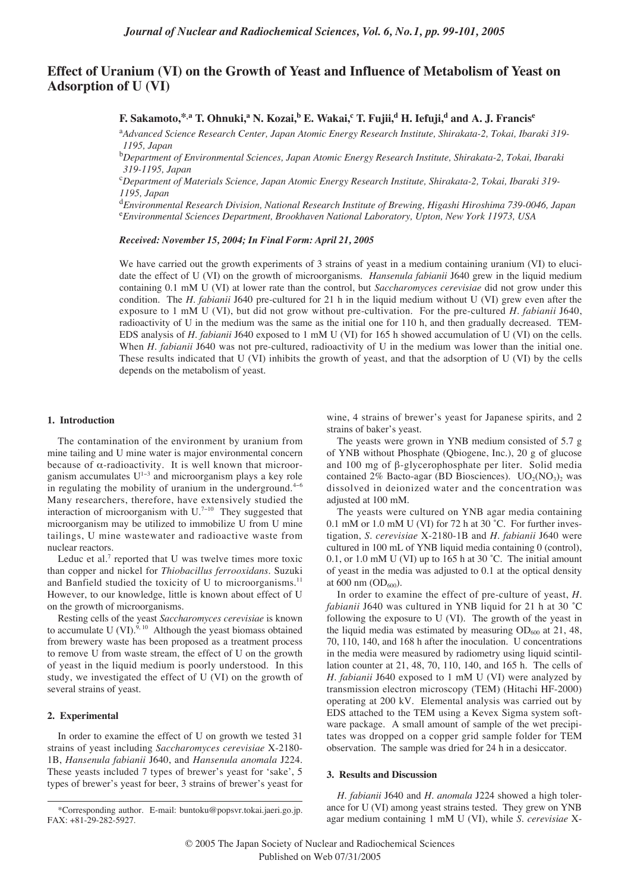# Effect of Uranium (VI) on the Growth of Yeast and Influence of Metabolism of Yeast on Adsorption of U (VI)

**F. Sakamoto,\*,[a] T. Ohnuki,[a] N. Kozai,[b] E. Wakai,[c] T. Fujii,[d] H. Iefuji,[d] and A. J. Francis[e]**

[a]*Advanced Science Research Center, Japan Atomic Energy Research Institute, Shirakata-2, Tokai, Ibaraki 319-1195, Japan*

[b]*Department of Environmental Sciences, Japan Atomic Energy Research Institute, Shirakata-2, Tokai, Ibaraki 319-1195, Japan*

[c]*Department of Materials Science, Japan Atomic Energy Research Institute, Shirakata-2, Tokai, Ibaraki 319-1195, Japan*

[d]*Environmental Research Division, National Research Institute of Brewing, Higashi Hiroshima 739-0046, Japan*

[e]*Environmental Sciences Department, Brookhaven National Laboratory, Upton, New York 11973, USA*

***Received: November 15, 2004; In Final Form: April 21, 2005***

We have carried out the growth experiments of 3 strains of yeast in a medium containing uranium (VI) to elucidate the effect of U (VI) on the growth of microorganisms. *Hansenula fabianii* J640 grew in the liquid medium containing 0.1 mM U (VI) at lower rate than the control, but *Saccharomyces cerevisiae* did not grow under this condition. The *H. fabianii* J640 pre-cultured for 21 h in the liquid medium without U (VI) grew even after the exposure to 1 mM U (VI), but did not grow without pre-cultivation. For the pre-cultured *H. fabianii* J640, radioactivity of U in the medium was the same as the initial one for 110 h, and then gradually decreased. TEM-EDS analysis of *H. fabianii* J640 exposed to 1 mM U (VI) for 165 h showed accumulation of U (VI) on the cells. When *H. fabianii* J640 was not pre-cultured, radioactivity of U in the medium was lower than the initial one. These results indicated that U (VI) inhibits the growth of yeast, and that the adsorption of U (VI) by the cells depends on the metabolism of yeast.

## 1. Introduction

The contamination of the environment by uranium from mine tailing and U mine water is major environmental concern because of α-radioactivity. It is well known that microorganism accumulates U[1–3] and microorganism plays a key role in regulating the mobility of uranium in the underground.[4–6] Many researchers, therefore, have extensively studied the interaction of microorganism with U.[7–10] They suggested that microorganism may be utilized to immobilize U from U mine tailings, U mine wastewater and radioactive waste from nuclear reactors.

Leduc et al.[7] reported that U was twelve times more toxic than copper and nickel for *Thiobacillus ferrooxidans*. Suzuki and Banfield studied the toxicity of U to microorganisms.[11] However, to our knowledge, little is known about effect of U on the growth of microorganisms.

Resting cells of the yeast *Saccharomyces cerevisiae* is known to accumulate U (VI).[9, 10] Although the yeast biomass obtained from brewery waste has been proposed as a treatment process to remove U from waste stream, the effect of U on the growth of yeast in the liquid medium is poorly understood. In this study, we investigated the effect of U (VI) on the growth of several strains of yeast.

## 2. Experimental

In order to examine the effect of U on growth we tested 31 strains of yeast including *Saccharomyces cerevisiae* X-2180-1B, *Hansenula fabianii* J640, and *Hansenula anomala* J224. These yeasts included 7 types of brewer's yeast for 'sake', 5 types of brewer's yeast for beer, 3 strains of brewer's yeast for wine, 4 strains of brewer's yeast for Japanese spirits, and 2 strains of baker's yeast.

The yeasts were grown in YNB medium consisted of 5.7 g of YNB without Phosphate (Qbiogene, Inc.), 20 g of glucose and 100 mg of β-glycerophosphate per liter. Solid media contained 2% Bacto-agar (BD Biosciences). $UO_2(NO_3)_2$ was dissolved in deionized water and the concentration was adjusted at 100 mM.

The yeasts were cultured on YNB agar media containing 0.1 mM or 1.0 mM U (VI) for 72 h at 30 ˚C. For further investigation, *S. cerevisiae* X-2180-1B and *H. fabianii* J640 were cultured in 100 mL of YNB liquid media containing 0 (control), 0.1, or 1.0 mM U (VI) up to 165 h at 30 ˚C. The initial amount of yeast in the media was adjusted to 0.1 at the optical density at 600 nm ($OD_{600}$).

In order to examine the effect of pre-culture of yeast, *H. fabianii* J640 was cultured in YNB liquid for 21 h at 30 ˚C following the exposure to U (VI). The growth of the yeast in the liquid media was estimated by measuring $OD_{600}$ at 21, 48, 70, 110, 140, and 168 h after the inoculation. U concentrations in the media were measured by radiometry using liquid scintillation counter at 21, 48, 70, 110, 140, and 165 h. The cells of *H. fabianii* J640 exposed to 1 mM U (VI) were analyzed by transmission electron microscopy (TEM) (Hitachi HF-2000) operating at 200 kV. Elemental analysis was carried out by EDS attached to the TEM using a Kevex Sigma system software package. A small amount of sample of the wet precipitates was dropped on a copper grid sample folder for TEM observation. The sample was dried for 24 h in a desiccator.

## 3. Results and Discussion

*H. fabianii* J640 and *H. anomala* J224 showed a high tolerance for U (VI) among yeast strains tested. They grew on YNB agar medium containing 1 mM U (VI), while *S. cerevisiae* X-

\*Corresponding author. E-mail: buntoku@popsvr.tokai.jaeri.go.jp. FAX: +81-29-282-5927.

© 2005 The Japan Society of Nuclear and Radiochemical Sciences
Published on Web 07/31/2005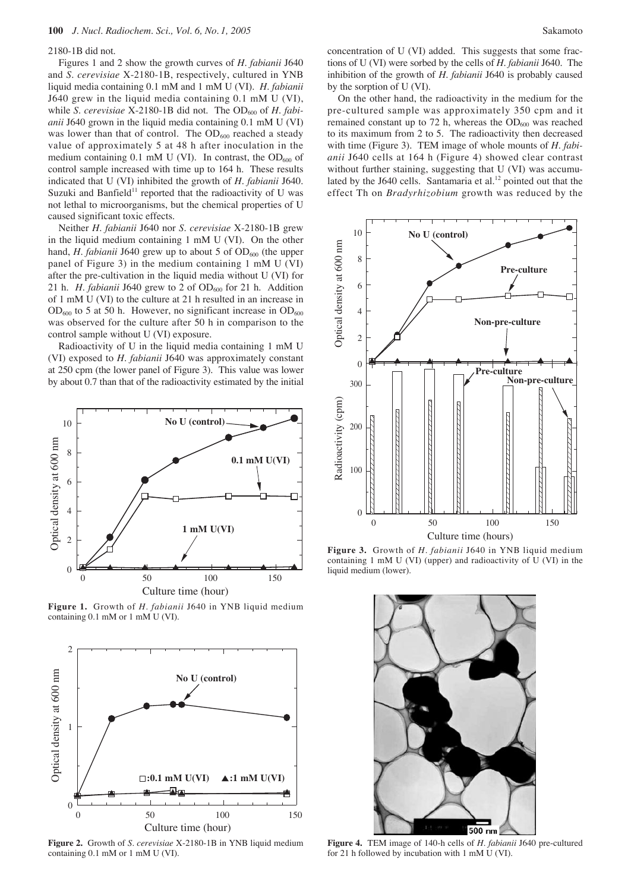2180-1B did not.

Figures 1 and 2 show the growth curves of *H. fabianii* J640 and *S. cerevisiae* X-2180-1B, respectively, cultured in YNB liquid media containing 0.1 mM and 1 mM U (VI). *H. fabianii* J640 grew in the liquid media containing 0.1 mM U (VI), while *S. cerevisiae* X-2180-1B did not. The $OD_{600}$ of *H. fabianii* J640 grown in the liquid media containing 0.1 mM U (VI) was lower than that of control. The $OD_{600}$ reached a steady value of approximately 5 at 48 h after inoculation in the medium containing 0.1 mM U (VI). In contrast, the $OD_{600}$ of control sample increased with time up to 164 h. These results indicated that U (VI) inhibited the growth of *H. fabianii* J640. Suzuki and Banfield[11] reported that the radioactivity of U was not lethal to microorganisms, but the chemical properties of U caused significant toxic effects.

Neither *H. fabianii* J640 nor *S. cerevisiae* X-2180-1B grew in the liquid medium containing 1 mM U (VI). On the other hand, *H. fabianii* J640 grew up to about 5 of $OD_{600}$ (the upper panel of Figure 3) in the medium containing 1 mM U (VI) after the pre-cultivation in the liquid media without U (VI) for 21 h. *H. fabianii* J640 grew to 2 of $OD_{600}$ for 21 h. Addition of 1 mM U (VI) to the culture at 21 h resulted in an increase in $OD_{600}$ to 5 at 50 h. However, no significant increase in $OD_{600}$ was observed for the culture after 50 h in comparison to the control sample without U (VI) exposure.

Radioactivity of U in the liquid media containing 1 mM U (VI) exposed to *H. fabianii* J640 was approximately constant at 250 cpm (the lower panel of Figure 3). This value was lower by about 0.7 than that of the radioactivity estimated by the initial concentration of U (VI) added. This suggests that some fractions of U (VI) were sorbed by the cells of *H. fabianii* J640. The inhibition of the growth of *H. fabianii* J640 is probably caused by the sorption of U (VI).

On the other hand, the radioactivity in the medium for the pre-cultured sample was approximately 350 cpm and it remained constant up to 72 h, whereas the $OD_{600}$ was reached to its maximum from 2 to 5. The radioactivity then decreased with time (Figure 3). TEM image of whole mounts of *H. fabianii* J640 cells at 164 h (Figure 4) showed clear contrast without further staining, suggesting that U (VI) was accumulated by the J640 cells. Santamaria et al.[12] pointed out that the effect Th on *Bradyrhizobium* growth was reduced by the

**Figure 1.** Growth of *H. fabianii* J640 in YNB liquid medium containing 0.1 mM or 1 mM U (VI).

**Figure 2.** Growth of *S. cerevisiae* X-2180-1B in YNB liquid medium containing 0.1 mM or 1 mM U (VI).

**Figure 3.** Growth of *H. fabianii* J640 in YNB liquid medium containing 1 mM U (VI) (upper) and radioactivity of U (VI) in the liquid medium (lower).

**Figure 4.** TEM image of 140-h cells of *H. fabianii* J640 pre-cultured for 21 h followed by incubation with 1 mM U (VI).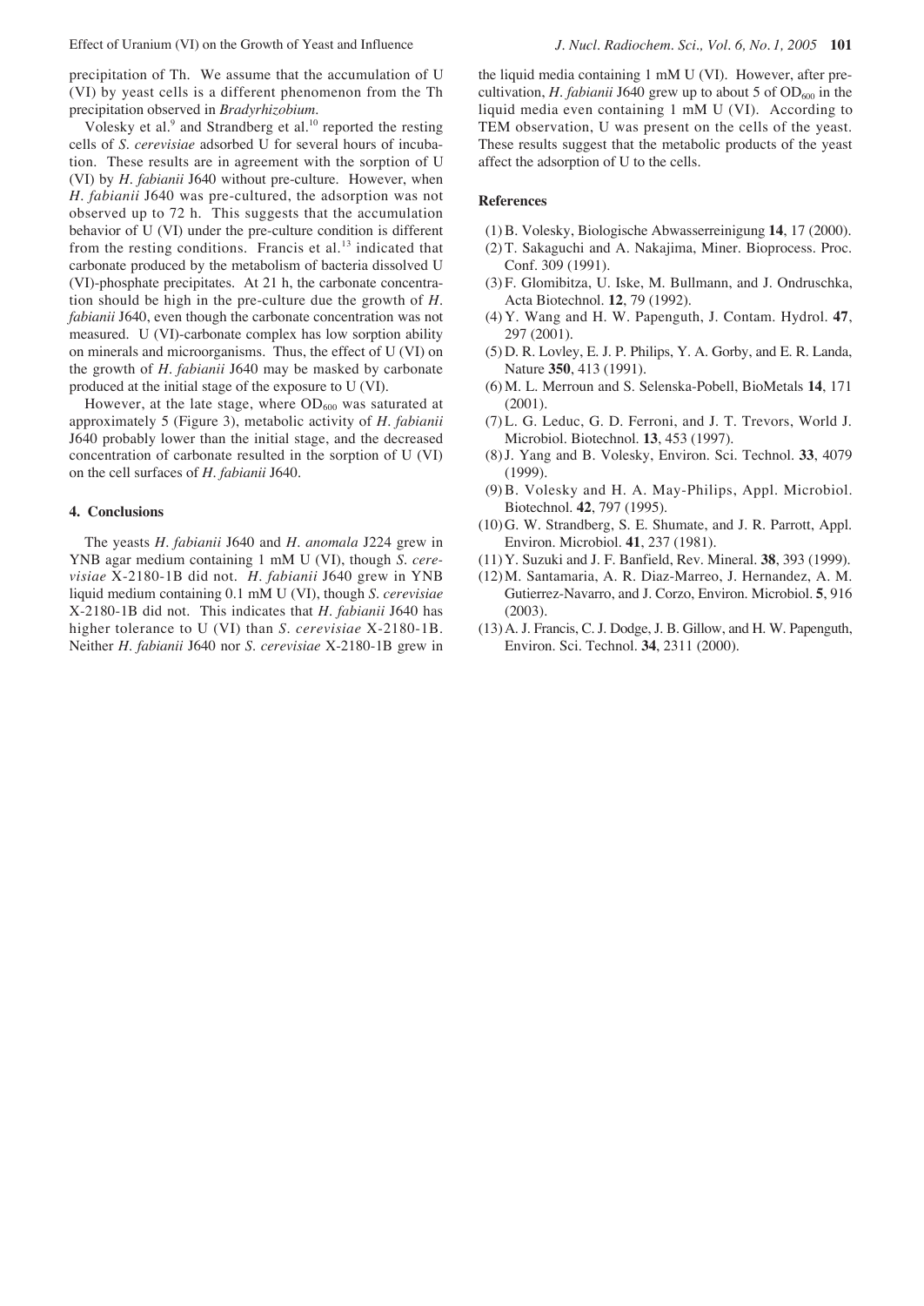precipitation of Th. We assume that the accumulation of U (VI) by yeast cells is a different phenomenon from the Th precipitation observed in *Bradyrhizobium*.

Volesky et al.[9] and Strandberg et al.[10] reported the resting cells of *S. cerevisiae* adsorbed U for several hours of incubation. These results are in agreement with the sorption of U (VI) by *H. fabianii* J640 without pre-culture. However, when *H. fabianii* J640 was pre-cultured, the adsorption was not observed up to 72 h. This suggests that the accumulation behavior of U (VI) under the pre-culture condition is different from the resting conditions. Francis et al.[13] indicated that carbonate produced by the metabolism of bacteria dissolved U (VI)-phosphate precipitates. At 21 h, the carbonate concentration should be high in the pre-culture due the growth of *H. fabianii* J640, even though the carbonate concentration was not measured. U (VI)-carbonate complex has low sorption ability on minerals and microorganisms. Thus, the effect of U (VI) on the growth of *H. fabianii* J640 may be masked by carbonate produced at the initial stage of the exposure to U (VI).

However, at the late stage, where $OD_{600}$ was saturated at approximately 5 (Figure 3), metabolic activity of *H. fabianii* J640 probably lower than the initial stage, and the decreased concentration of carbonate resulted in the sorption of U (VI) on the cell surfaces of *H. fabianii* J640.

## 4. Conclusions

The yeasts *H. fabianii* J640 and *H. anomala* J224 grew in YNB agar medium containing 1 mM U (VI), though *S. cerevisiae* X-2180-1B did not. *H. fabianii* J640 grew in YNB liquid medium containing 0.1 mM U (VI), though *S. cerevisiae* X-2180-1B did not. This indicates that *H. fabianii* J640 has higher tolerance to U (VI) than *S. cerevisiae* X-2180-1B. Neither *H. fabianii* J640 nor *S. cerevisiae* X-2180-1B grew in the liquid media containing 1 mM U (VI). However, after precultivation, *H. fabianii* J640 grew up to about 5 of $OD_{600}$ in the liquid media even containing 1 mM U (VI). According to TEM observation, U was present on the cells of the yeast. These results suggest that the metabolic products of the yeast affect the adsorption of U to the cells.

## References

(1) B. Volesky, Biologische Abwasserreinigung **14**, 17 (2000).
(2) T. Sakaguchi and A. Nakajima, Miner. Bioprocess. Proc. Conf. 309 (1991).
(3) F. Glomibitza, U. Iske, M. Bullmann, and J. Ondruschka, Acta Biotechnol. **12**, 79 (1992).
(4) Y. Wang and H. W. Papenguth, J. Contam. Hydrol. **47**, 297 (2001).
(5) D. R. Lovley, E. J. P. Philips, Y. A. Gorby, and E. R. Landa, Nature **350**, 413 (1991).
(6) M. L. Merroun and S. Selenska-Pobell, BioMetals **14**, 171 (2001).
(7) L. G. Leduc, G. D. Ferroni, and J. T. Trevors, World J. Microbiol. Biotechnol. **13**, 453 (1997).
(8) J. Yang and B. Volesky, Environ. Sci. Technol. **33**, 4079 (1999).
(9) B. Volesky and H. A. May-Philips, Appl. Microbiol. Biotechnol. **42**, 797 (1995).
(10) G. W. Strandberg, S. E. Shumate, and J. R. Parrott, Appl. Environ. Microbiol. **41**, 237 (1981).
(11) Y. Suzuki and J. F. Banfield, Rev. Mineral. **38**, 393 (1999).
(12) M. Santamaria, A. R. Diaz-Marreo, J. Hernandez, A. M. Gutierrez-Navarro, and J. Corzo, Environ. Microbiol. **5**, 916 (2003).
(13) A. J. Francis, C. J. Dodge, J. B. Gillow, and H. W. Papenguth, Environ. Sci. Technol. **34**, 2311 (2000).